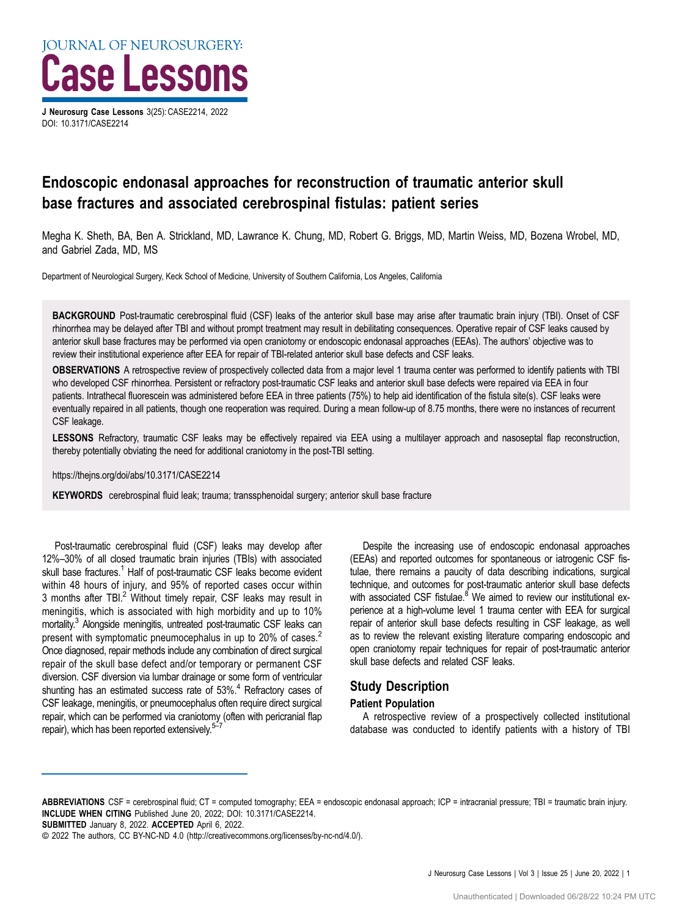# JOURNAL OF NEUROSURGERY: Case Lessons

**J Neurosurg Case Lessons** 3(25): CASE2214, 2022
DOI: 10.3171/CASE2214

# Endoscopic endonasal approaches for reconstruction of traumatic anterior skull base fractures and associated cerebrospinal fistulas: patient series

Megha K. Sheth, BA, Ben A. Strickland, MD, Lawrance K. Chung, MD, Robert G. Briggs, MD, Martin Weiss, MD, Bozena Wrobel, MD, and Gabriel Zada, MD, MS

Department of Neurological Surgery, Keck School of Medicine, University of Southern California, Los Angeles, California

**BACKGROUND** Post-traumatic cerebrospinal fluid (CSF) leaks of the anterior skull base may arise after traumatic brain injury (TBI). Onset of CSF rhinorrhea may be delayed after TBI and without prompt treatment may result in debilitating consequences. Operative repair of CSF leaks caused by anterior skull base fractures may be performed via open craniotomy or endoscopic endonasal approaches (EEAs). The authors' objective was to review their institutional experience after EEA for repair of TBI-related anterior skull base defects and CSF leaks.

**OBSERVATIONS** A retrospective review of prospectively collected data from a major level 1 trauma center was performed to identify patients with TBI who developed CSF rhinorrhea. Persistent or refractory post-traumatic CSF leaks and anterior skull base defects were repaired via EEA in four patients. Intrathecal fluorescein was administered before EEA in three patients (75%) to help aid identification of the fistula site(s). CSF leaks were eventually repaired in all patients, though one reoperation was required. During a mean follow-up of 8.75 months, there were no instances of recurrent CSF leakage.

**LESSONS** Refractory, traumatic CSF leaks may be effectively repaired via EEA using a multilayer approach and nasoseptal flap reconstruction, thereby potentially obviating the need for additional craniotomy in the post-TBI setting.

https://thejns.org/doi/abs/10.3171/CASE2214

**KEYWORDS** cerebrospinal fluid leak; trauma; transsphenoidal surgery; anterior skull base fracture

Post-traumatic cerebrospinal fluid (CSF) leaks may develop after 12%–30% of all closed traumatic brain injuries (TBIs) with associated skull base fractures.[1] Half of post-traumatic CSF leaks become evident within 48 hours of injury, and 95% of reported cases occur within 3 months after TBI.[2] Without timely repair, CSF leaks may result in meningitis, which is associated with high morbidity and up to 10% mortality.[3] Alongside meningitis, untreated post-traumatic CSF leaks can present with symptomatic pneumocephalus in up to 20% of cases.[2] Once diagnosed, repair methods include any combination of direct surgical repair of the skull base defect and/or temporary or permanent CSF diversion. CSF diversion via lumbar drainage or some form of ventricular shunting has an estimated success rate of 53%.[4] Refractory cases of CSF leakage, meningitis, or pneumocephalus often require direct surgical repair, which can be performed via craniotomy (often with pericranial flap repair), which has been reported extensively.[5–7]

Despite the increasing use of endoscopic endonasal approaches (EEAs) and reported outcomes for spontaneous or iatrogenic CSF fistulae, there remains a paucity of data describing indications, surgical technique, and outcomes for post-traumatic anterior skull base defects with associated CSF fistulae.[8] We aimed to review our institutional experience at a high-volume level 1 trauma center with EEA for surgical repair of anterior skull base defects resulting in CSF leakage, as well as to review the relevant existing literature comparing endoscopic and open craniotomy repair techniques for repair of post-traumatic anterior skull base defects and related CSF leaks.

## Study Description

### Patient Population

A retrospective review of a prospectively collected institutional database was conducted to identify patients with a history of TBI

**ABBREVIATIONS** CSF = cerebrospinal fluid; CT = computed tomography; EEA = endoscopic endonasal approach; ICP = intracranial pressure; TBI = traumatic brain injury.
**INCLUDE WHEN CITING** Published June 20, 2022; DOI: 10.3171/CASE2214.
**SUBMITTED** January 8, 2022. **ACCEPTED** April 6, 2022.
© 2022 The authors, CC BY-NC-ND 4.0 (http://creativecommons.org/licenses/by-nc-nd/4.0/).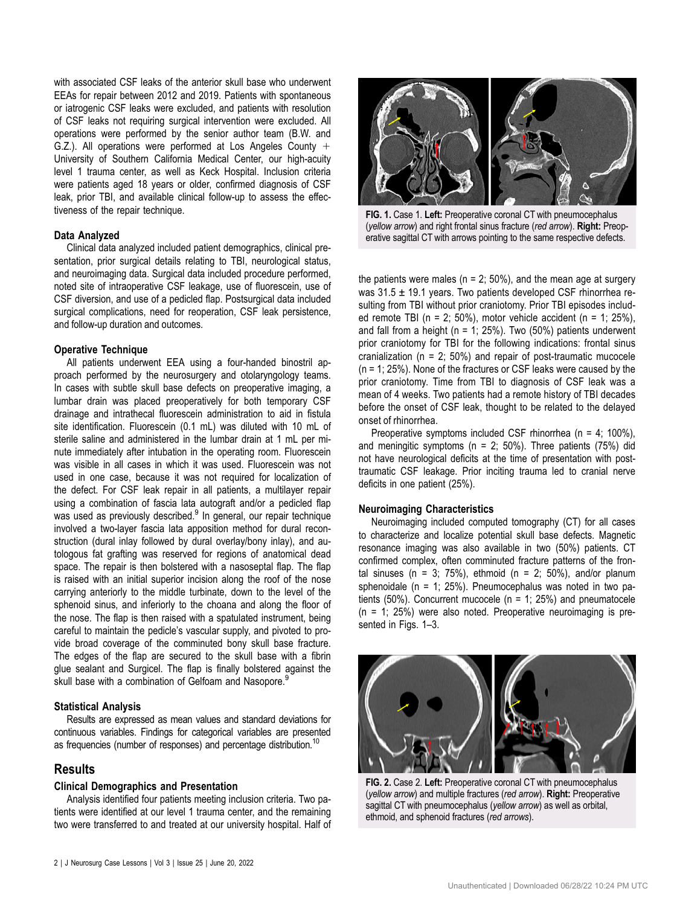with associated CSF leaks of the anterior skull base who underwent EEAs for repair between 2012 and 2019. Patients with spontaneous or iatrogenic CSF leaks were excluded, and patients with resolution of CSF leaks not requiring surgical intervention were excluded. All operations were performed by the senior author team (B.W. and G.Z.). All operations were performed at Los Angeles County + University of Southern California Medical Center, our high-acuity level 1 trauma center, as well as Keck Hospital. Inclusion criteria were patients aged 18 years or older, confirmed diagnosis of CSF leak, prior TBI, and available clinical follow-up to assess the effectiveness of the repair technique.

### Data Analyzed

Clinical data analyzed included patient demographics, clinical presentation, prior surgical details relating to TBI, neurological status, and neuroimaging data. Surgical data included procedure performed, noted site of intraoperative CSF leakage, use of fluorescein, use of CSF diversion, and use of a pedicled flap. Postsurgical data included surgical complications, need for reoperation, CSF leak persistence, and follow-up duration and outcomes.

### Operative Technique

All patients underwent EEA using a four-handed binostril approach performed by the neurosurgery and otolaryngology teams. In cases with subtle skull base defects on preoperative imaging, a lumbar drain was placed preoperatively for both temporary CSF drainage and intrathecal fluorescein administration to aid in fistula site identification. Fluorescein (0.1 mL) was diluted with 10 mL of sterile saline and administered in the lumbar drain at 1 mL per minute immediately after intubation in the operating room. Fluorescein was visible in all cases in which it was used. Fluorescein was not used in one case, because it was not required for localization of the defect. For CSF leak repair in all patients, a multilayer repair using a combination of fascia lata autograft and/or a pedicled flap was used as previously described.[9] In general, our repair technique involved a two-layer fascia lata apposition method for dural reconstruction (dural inlay followed by dural overlay/bony inlay), and autologous fat grafting was reserved for regions of anatomical dead space. The repair is then bolstered with a nasoseptal flap. The flap is raised with an initial superior incision along the roof of the nose carrying anteriorly to the middle turbinate, down to the level of the sphenoid sinus, and inferiorly to the choana and along the floor of the nose. The flap is then raised with a spatulated instrument, being careful to maintain the pedicle's vascular supply, and pivoted to provide broad coverage of the comminuted bony skull base fracture. The edges of the flap are secured to the skull base with a fibrin glue sealant and Surgicel. The flap is finally bolstered against the skull base with a combination of Gelfoam and Nasopore.[9]

### Statistical Analysis

Results are expressed as mean values and standard deviations for continuous variables. Findings for categorical variables are presented as frequencies (number of responses) and percentage distribution.[10]

## Results

### Clinical Demographics and Presentation

Analysis identified four patients meeting inclusion criteria. Two patients were identified at our level 1 trauma center, and the remaining two were transferred to and treated at our university hospital. Half of the patients were males (n = 2; 50%), and the mean age at surgery was 31.5 ± 19.1 years. Two patients developed CSF rhinorrhea resulting from TBI without prior craniotomy. Prior TBI episodes included remote TBI (n = 2; 50%), motor vehicle accident (n = 1; 25%), and fall from a height (n = 1; 25%). Two (50%) patients underwent prior craniotomy for TBI for the following indications: frontal sinus cranialization (n = 2; 50%) and repair of post-traumatic mucocele (n = 1; 25%). None of the fractures or CSF leaks were caused by the prior craniotomy. Time from TBI to diagnosis of CSF leak was a mean of 4 weeks. Two patients had a remote history of TBI decades before the onset of CSF leak, thought to be related to the delayed onset of rhinorrhea.

Preoperative symptoms included CSF rhinorrhea (n = 4; 100%), and meningitic symptoms (n = 2; 50%). Three patients (75%) did not have neurological deficits at the time of presentation with post-traumatic CSF leakage. Prior inciting trauma led to cranial nerve deficits in one patient (25%).

FIG. 1. Case 1. **Left:** Preoperative coronal CT with pneumocephalus (*yellow arrow*) and right frontal sinus fracture (*red arrow*). **Right:** Preoperative sagittal CT with arrows pointing to the same respective defects.

### Neuroimaging Characteristics

Neuroimaging included computed tomography (CT) for all cases to characterize and localize potential skull base defects. Magnetic resonance imaging was also available in two (50%) patients. CT confirmed complex, often comminuted fracture patterns of the frontal sinuses (n = 3; 75%), ethmoid (n = 2; 50%), and/or planum sphenoidale (n = 1; 25%). Pneumocephalus was noted in two patients (50%). Concurrent mucocele (n = 1; 25%) and pneumatocele (n = 1; 25%) were also noted. Preoperative neuroimaging is presented in Figs. 1–3.

FIG. 2. Case 2. **Left:** Preoperative coronal CT with pneumocephalus (*yellow arrow*) and multiple fractures (*red arrow*). **Right:** Preoperative sagittal CT with pneumocephalus (*yellow arrow*) as well as orbital, ethmoid, and sphenoid fractures (*red arrows*).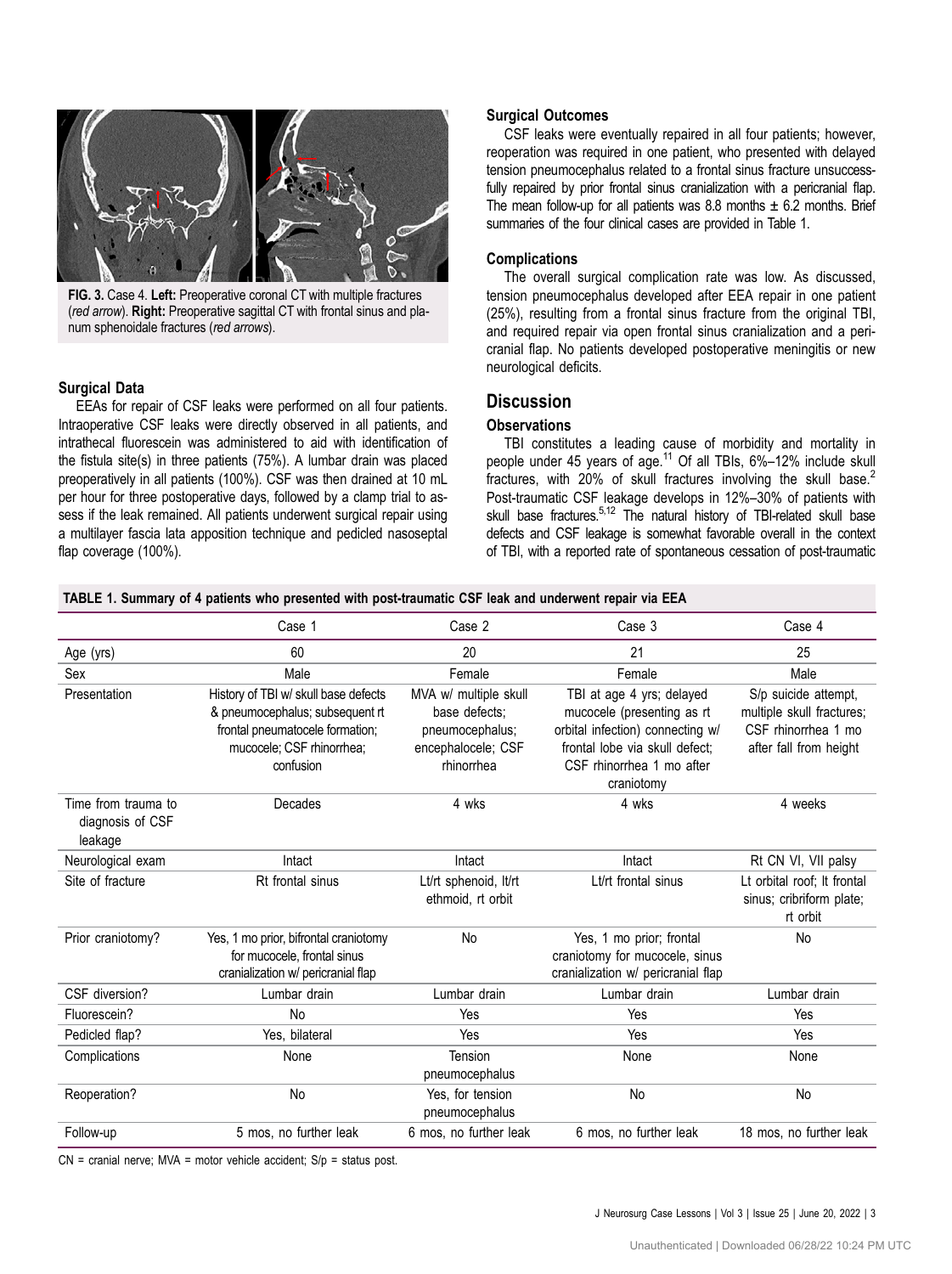FIG. 3. Case 4. **Left:** Preoperative coronal CT with multiple fractures (*red arrow*). **Right:** Preoperative sagittal CT with frontal sinus and planum sphenoidale fractures (*red arrows*).

### Surgical Data

EEAs for repair of CSF leaks were performed on all four patients. Intraoperative CSF leaks were directly observed in all patients, and intrathecal fluorescein was administered to aid with identification of the fistula site(s) in three patients (75%). A lumbar drain was placed preoperatively in all patients (100%). CSF was then drained at 10 mL per hour for three postoperative days, followed by a clamp trial to assess if the leak remained. All patients underwent surgical repair using a multilayer fascia lata apposition technique and pedicled nasoseptal flap coverage (100%).

### Surgical Outcomes

CSF leaks were eventually repaired in all four patients; however, reoperation was required in one patient, who presented with delayed tension pneumocephalus related to a frontal sinus fracture unsuccessfully repaired by prior frontal sinus cranialization with a pericranial flap. The mean follow-up for all patients was 8.8 months ± 6.2 months. Brief summaries of the four clinical cases are provided in Table 1.

### Complications

The overall surgical complication rate was low. As discussed, tension pneumocephalus developed after EEA repair in one patient (25%), resulting from a frontal sinus fracture from the original TBI, and required repair via open frontal sinus cranialization and a pericranial flap. No patients developed postoperative meningitis or new neurological deficits.

## Discussion

### Observations

TBI constitutes a leading cause of morbidity and mortality in people under 45 years of age.[11] Of all TBIs, 6%–12% include skull fractures, with 20% of skull fractures involving the skull base.[2] Post-traumatic CSF leakage develops in 12%–30% of patients with skull base fractures.[5,12] The natural history of TBI-related skull base defects and CSF leakage is somewhat favorable overall in the context of TBI, with a reported rate of spontaneous cessation of post-traumatic

**TABLE 1. Summary of 4 patients who presented with post-traumatic CSF leak and underwent repair via EEA**

| | Case 1 | Case 2 | Case 3 | Case 4 |
|---|---|---|---|---|
| Age (yrs) | 60 | 20 | 21 | 25 |
| Sex | Male | Female | Female | Male |
| Presentation | History of TBI w/ skull base defects & pneumocephalus; subsequent rt frontal pneumatocele formation; mucocele; CSF rhinorrhea; confusion | MVA w/ multiple skull base defects; pneumocephalus; encephalocele; CSF rhinorrhea | TBI at age 4 yrs; delayed mucocele (presenting as rt orbital infection) connecting w/ frontal lobe via skull defect; CSF rhinorrhea 1 mo after craniotomy | S/p suicide attempt, multiple skull fractures; CSF rhinorrhea 1 mo after fall from height |
| Time from trauma to diagnosis of CSF leakage | Decades | 4 wks | 4 wks | 4 weeks |
| Neurological exam | Intact | Intact | Intact | Rt CN VI, VII palsy |
| Site of fracture | Rt frontal sinus | Lt/rt sphenoid, lt/rt ethmoid, rt orbit | Lt/rt frontal sinus | Lt orbital roof; lt frontal sinus; cribriform plate; rt orbit |
| Prior craniotomy? | Yes, 1 mo prior, bifrontal craniotomy for mucocele, frontal sinus cranialization w/ pericranial flap | No | Yes, 1 mo prior; frontal craniotomy for mucocele, sinus cranialization w/ pericranial flap | No |
| CSF diversion? | Lumbar drain | Lumbar drain | Lumbar drain | Lumbar drain |
| Fluorescein? | No | Yes | Yes | Yes |
| Pedicled flap? | Yes, bilateral | Yes | Yes | Yes |
| Complications | None | Tension pneumocephalus | None | None |
| Reoperation? | No | Yes, for tension pneumocephalus | No | No |
| Follow-up | 5 mos, no further leak | 6 mos, no further leak | 6 mos, no further leak | 18 mos, no further leak |

CN = cranial nerve; MVA = motor vehicle accident; S/p = status post.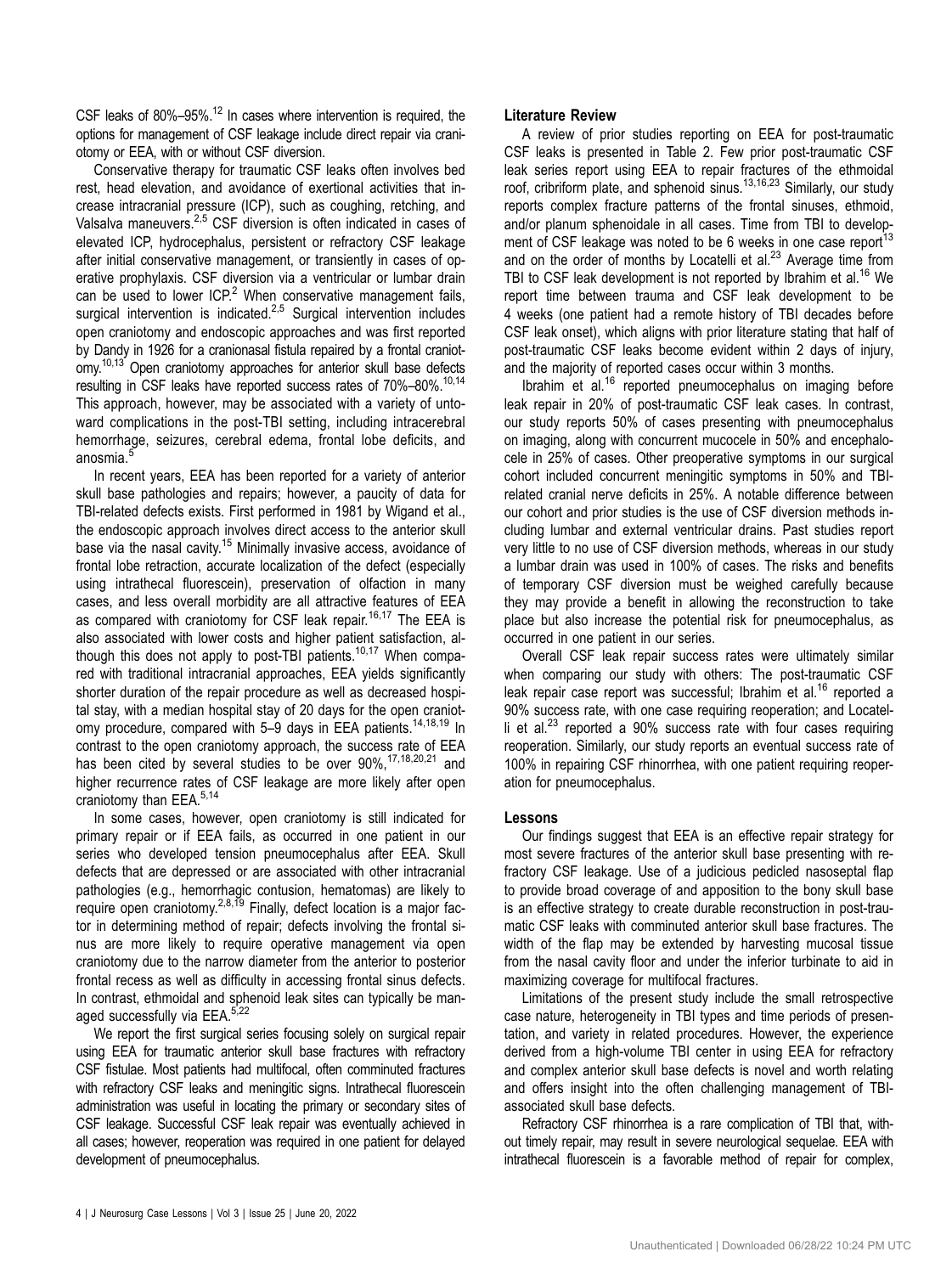CSF leaks of 80%–95%.[12] In cases where intervention is required, the options for management of CSF leakage include direct repair via craniotomy or EEA, with or without CSF diversion.

Conservative therapy for traumatic CSF leaks often involves bed rest, head elevation, and avoidance of exertional activities that increase intracranial pressure (ICP), such as coughing, retching, and Valsalva maneuvers.[2,5] CSF diversion is often indicated in cases of elevated ICP, hydrocephalus, persistent or refractory CSF leakage after initial conservative management, or transiently in cases of operative prophylaxis. CSF diversion via a ventricular or lumbar drain can be used to lower ICP.[2] When conservative management fails, surgical intervention is indicated.[2,5] Surgical intervention includes open craniotomy and endoscopic approaches and was first reported by Dandy in 1926 for a cranionasal fistula repaired by a frontal craniotomy.[10,13] Open craniotomy approaches for anterior skull base defects resulting in CSF leaks have reported success rates of 70%–80%.[10,14] This approach, however, may be associated with a variety of untoward complications in the post-TBI setting, including intracerebral hemorrhage, seizures, cerebral edema, frontal lobe deficits, and anosmia.[5]

In recent years, EEA has been reported for a variety of anterior skull base pathologies and repairs; however, a paucity of data for TBI-related defects exists. First performed in 1981 by Wigand et al., the endoscopic approach involves direct access to the anterior skull base via the nasal cavity.[15] Minimally invasive access, avoidance of frontal lobe retraction, accurate localization of the defect (especially using intrathecal fluorescein), preservation of olfaction in many cases, and less overall morbidity are all attractive features of EEA as compared with craniotomy for CSF leak repair.[16,17] The EEA is also associated with lower costs and higher patient satisfaction, although this does not apply to post-TBI patients.[10,17] When compared with traditional intracranial approaches, EEA yields significantly shorter duration of the repair procedure as well as decreased hospital stay, with a median hospital stay of 20 days for the open craniotomy procedure, compared with 5–9 days in EEA patients.[14,18,19] In contrast to the open craniotomy approach, the success rate of EEA has been cited by several studies to be over 90%,[17,18,20,21] and higher recurrence rates of CSF leakage are more likely after open craniotomy than EEA.[5,14]

In some cases, however, open craniotomy is still indicated for primary repair or if EEA fails, as occurred in one patient in our series who developed tension pneumocephalus after EEA. Skull defects that are depressed or are associated with other intracranial pathologies (e.g., hemorrhagic contusion, hematomas) are likely to require open craniotomy.[2,8,19] Finally, defect location is a major factor in determining method of repair; defects involving the frontal sinus are more likely to require operative management via open craniotomy due to the narrow diameter from the anterior to posterior frontal recess as well as difficulty in accessing frontal sinus defects. In contrast, ethmoidal and sphenoid leak sites can typically be managed successfully via EEA.[5,22]

We report the first surgical series focusing solely on surgical repair using EEA for traumatic anterior skull base fractures with refractory CSF fistulae. Most patients had multifocal, often comminuted fractures with refractory CSF leaks and meningitic signs. Intrathecal fluorescein administration was useful in locating the primary or secondary sites of CSF leakage. Successful CSF leak repair was eventually achieved in all cases; however, reoperation was required in one patient for delayed development of pneumocephalus.

### Literature Review

A review of prior studies reporting on EEA for post-traumatic CSF leaks is presented in Table 2. Few prior post-traumatic CSF leak series report using EEA to repair fractures of the ethmoidal roof, cribriform plate, and sphenoid sinus.[13,16,23] Similarly, our study reports complex fracture patterns of the frontal sinuses, ethmoid, and/or planum sphenoidale in all cases. Time from TBI to development of CSF leakage was noted to be 6 weeks in one case report[13] and on the order of months by Locatelli et al.[23] Average time from TBI to CSF leak development is not reported by Ibrahim et al.[16] We report time between trauma and CSF leak development to be 4 weeks (one patient had a remote history of TBI decades before CSF leak onset), which aligns with prior literature stating that half of post-traumatic CSF leaks become evident within 2 days of injury, and the majority of reported cases occur within 3 months.

Ibrahim et al.[16] reported pneumocephalus on imaging before leak repair in 20% of post-traumatic CSF leak cases. In contrast, our study reports 50% of cases presenting with pneumocephalus on imaging, along with concurrent mucocele in 50% and encephalocele in 25% of cases. Other preoperative symptoms in our surgical cohort included concurrent meningitic symptoms in 50% and TBI-related cranial nerve deficits in 25%. A notable difference between our cohort and prior studies is the use of CSF diversion methods including lumbar and external ventricular drains. Past studies report very little to no use of CSF diversion methods, whereas in our study a lumbar drain was used in 100% of cases. The risks and benefits of temporary CSF diversion must be weighed carefully because they may provide a benefit in allowing the reconstruction to take place but also increase the potential risk for pneumocephalus, as occurred in one patient in our series.

Overall CSF leak repair success rates were ultimately similar when comparing our study with others: The post-traumatic CSF leak repair case report was successful; Ibrahim et al.[16] reported a 90% success rate, with one case requiring reoperation; and Locatelli et al.[23] reported a 90% success rate with four cases requiring reoperation. Similarly, our study reports an eventual success rate of 100% in repairing CSF rhinorrhea, with one patient requiring reoperation for pneumocephalus.

### Lessons

Our findings suggest that EEA is an effective repair strategy for most severe fractures of the anterior skull base presenting with refractory CSF leakage. Use of a judicious pedicled nasoseptal flap to provide broad coverage of and apposition to the bony skull base is an effective strategy to create durable reconstruction in post-traumatic CSF leaks with comminuted anterior skull base fractures. The width of the flap may be extended by harvesting mucosal tissue from the nasal cavity floor and under the inferior turbinate to aid in maximizing coverage for multifocal fractures.

Limitations of the present study include the small retrospective case nature, heterogeneity in TBI types and time periods of presentation, and variety in related procedures. However, the experience derived from a high-volume TBI center in using EEA for refractory and complex anterior skull base defects is novel and worth relating and offers insight into the often challenging management of TBI-associated skull base defects.

Refractory CSF rhinorrhea is a rare complication of TBI that, without timely repair, may result in severe neurological sequelae. EEA with intrathecal fluorescein is a favorable method of repair for complex,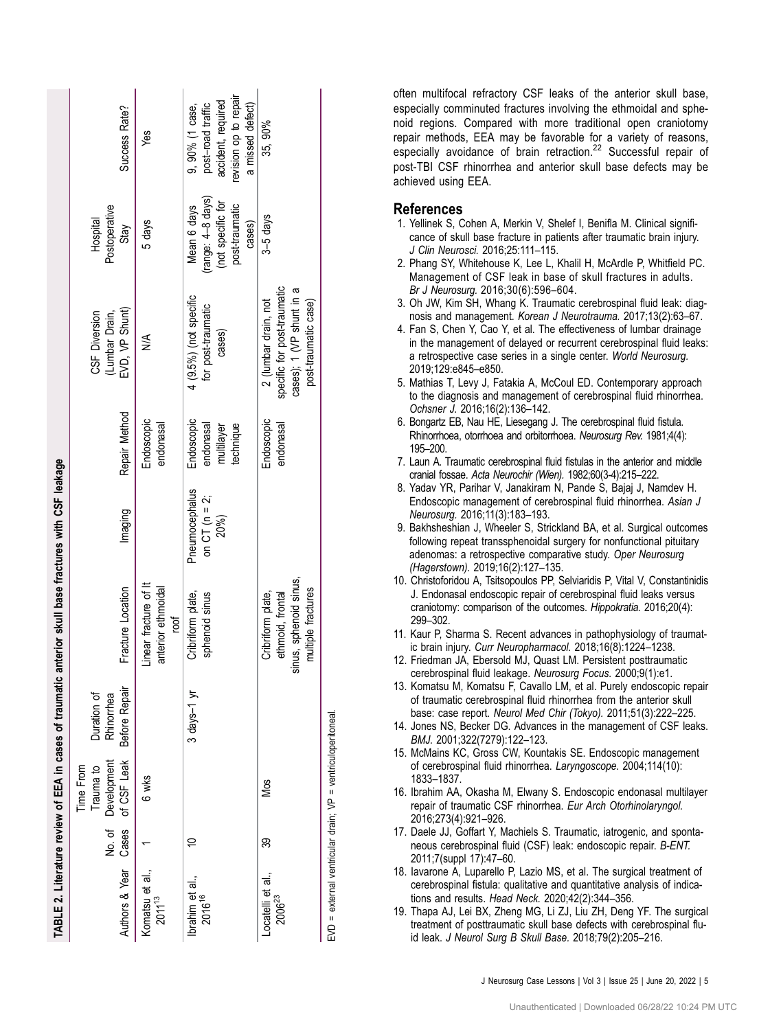**TABLE 2. Literature review of EEA in cases of traumatic anterior skull base fractures with CSF leakage**

| Authors & Year | No. of Cases | Time From Trauma to Development of CSF Leak | Duration of Rhinorrhea Before Repair | Fracture Location | Imaging | Repair Method | CSF Diversion (Lumbar Drain, EVD, VP Shunt) | Hospital Postoperative Stay | Success Rate? |
|---|---|---|---|---|---|---|---|---|---|
| Komatsu et al., 2011[13] | 1 | 6 wks | | Linear fracture of lt anterior ethmoidal roof | | Endoscopic endonasal | N/A | 5 days | Yes |
| Ibrahim et al., 2016[16] | 10 | | 3 days–1 yr | Cribriform plate, sphenoid sinus | Pneumocephalus on CT (n = 2; 20%) | Endoscopic endonasal multilayer technique | 4 (9.5%) (not specific for post-traumatic cases) | Mean 6 days (range: 4–8 days) (not specific for post-traumatic cases) | 9, 90% (1 case, post-road traffic accident, required revision op to repair a missed defect) |
| Locatelli et al., 2006[23] | 39 | Mos | | Cribriform plate, ethmoid, frontal sinus, sphenoid sinus, multiple fractures | | Endoscopic endonasal | 2 (lumbar drain, not specific for post-traumatic cases); 1 (VP shunt in a post-traumatic case) | 3–5 days | 35, 90% |

EVD = external ventricular drain; VP = ventriculoperitoneal.

often multifocal refractory CSF leaks of the anterior skull base, especially comminuted fractures involving the ethmoidal and sphenoid regions. Compared with more traditional open craniotomy repair methods, EEA may be favorable for a variety of reasons, especially avoidance of brain retraction.[22] Successful repair of post-TBI CSF rhinorrhea and anterior skull base defects may be achieved using EEA.

## References

1. Yellinek S, Cohen A, Merkin V, Shelef I, Benifla M. Clinical significance of skull base fracture in patients after traumatic brain injury. *J Clin Neurosci.* 2016;25:111–115.
2. Phang SY, Whitehouse K, Lee L, Khalil H, McArdle P, Whitfield PC. Management of CSF leak in base of skull fractures in adults. *Br J Neurosurg.* 2016;30(6):596–604.
3. Oh JW, Kim SH, Whang K. Traumatic cerebrospinal fluid leak: diagnosis and management. *Korean J Neurotrauma.* 2017;13(2):63–67.
4. Fan S, Chen Y, Cao Y, et al. The effectiveness of lumbar drainage in the management of delayed or recurrent cerebrospinal fluid leaks: a retrospective case series in a single center. *World Neurosurg.* 2019;129:e845–e850.
5. Mathias T, Levy J, Fatakia A, McCoul ED. Contemporary approach to the diagnosis and management of cerebrospinal fluid rhinorrhea. *Ochsner J.* 2016;16(2):136–142.
6. Bongartz EB, Nau HE, Liesegang J. The cerebrospinal fluid fistula. Rhinorrhoea, otorrhoea and orbitorrhoea. *Neurosurg Rev.* 1981;4(4):195–200.
7. Laun A. Traumatic cerebrospinal fluid fistulas in the anterior and middle cranial fossae. *Acta Neurochir (Wien).* 1982;60(3-4):215–222.
8. Yadav YR, Parihar V, Janakiram N, Pande S, Bajaj J, Namdev H. Endoscopic management of cerebrospinal fluid rhinorrhea. *Asian J Neurosurg.* 2016;11(3):183–193.
9. Bakhsheshian J, Wheeler S, Strickland BA, et al. Surgical outcomes following repeat transsphenoidal surgery for nonfunctional pituitary adenomas: a retrospective comparative study. *Oper Neurosurg (Hagerstown).* 2019;16(2):127–135.
10. Christoforidou A, Tsitsopoulos PP, Selviaridis P, Vital V, Constantinidis J. Endonasal endoscopic repair of cerebrospinal fluid leaks versus craniotomy: comparison of the outcomes. *Hippokratia.* 2016;20(4):299–302.
11. Kaur P, Sharma S. Recent advances in pathophysiology of traumatic brain injury. *Curr Neuropharmacol.* 2018;16(8):1224–1238.
12. Friedman JA, Ebersold MJ, Quast LM. Persistent posttraumatic cerebrospinal fluid leakage. *Neurosurg Focus.* 2000;9(1):e1.
13. Komatsu M, Komatsu F, Cavallo LM, et al. Purely endoscopic repair of traumatic cerebrospinal fluid rhinorrhea from the anterior skull base: case report. *Neurol Med Chir (Tokyo).* 2011;51(3):222–225.
14. Jones NS, Becker DG. Advances in the management of CSF leaks. *BMJ.* 2001;322(7279):122–123.
15. McMains KC, Gross CW, Kountakis SE. Endoscopic management of cerebrospinal fluid rhinorrhea. *Laryngoscope.* 2004;114(10):1833–1837.
16. Ibrahim AA, Okasha M, Elwany S. Endoscopic endonasal multilayer repair of traumatic CSF rhinorrhea. *Eur Arch Otorhinolaryngol.* 2016;273(4):921–926.
17. Daele JJ, Goffart Y, Machiels S. Traumatic, iatrogenic, and spontaneous cerebrospinal fluid (CSF) leak: endoscopic repair. *B-ENT.* 2011;7(suppl 17):47–60.
18. Iavarone A, Luparello P, Lazio MS, et al. The surgical treatment of cerebrospinal fistula: qualitative and quantitative analysis of indications and results. *Head Neck.* 2020;42(2):344–356.
19. Thapa AJ, Lei BX, Zheng MG, Li ZJ, Liu ZH, Deng YF. The surgical treatment of posttraumatic skull base defects with cerebrospinal fluid leak. *J Neurol Surg B Skull Base.* 2018;79(2):205–216.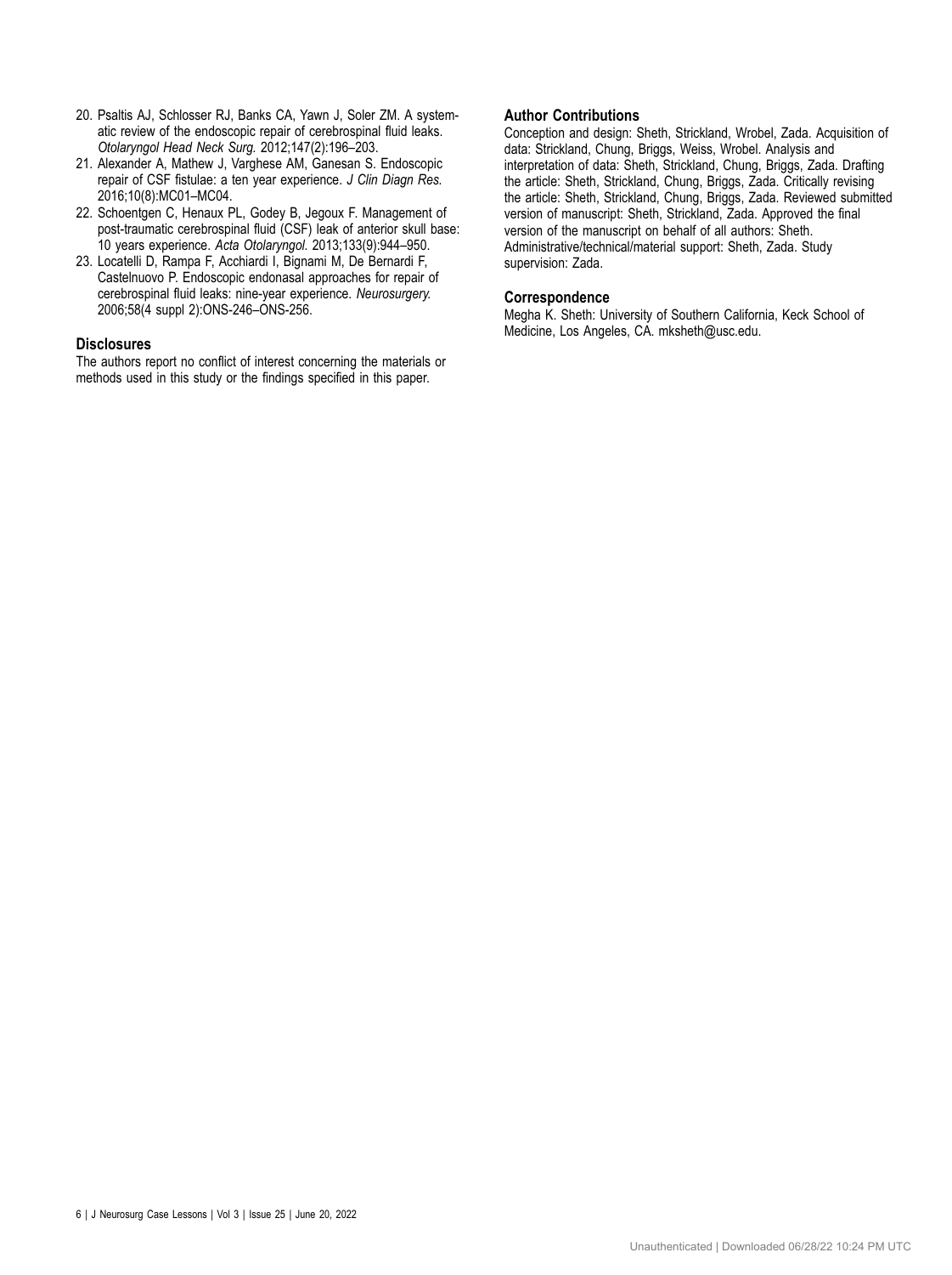20. Psaltis AJ, Schlosser RJ, Banks CA, Yawn J, Soler ZM. A systematic review of the endoscopic repair of cerebrospinal fluid leaks. *Otolaryngol Head Neck Surg.* 2012;147(2):196–203.
21. Alexander A, Mathew J, Varghese AM, Ganesan S. Endoscopic repair of CSF fistulae: a ten year experience. *J Clin Diagn Res.* 2016;10(8):MC01–MC04.
22. Schoentgen C, Henaux PL, Godey B, Jegoux F. Management of post-traumatic cerebrospinal fluid (CSF) leak of anterior skull base: 10 years experience. *Acta Otolaryngol.* 2013;133(9):944–950.
23. Locatelli D, Rampa F, Acchiardi I, Bignami M, De Bernardi F, Castelnuovo P. Endoscopic endonasal approaches for repair of cerebrospinal fluid leaks: nine-year experience. *Neurosurgery.* 2006;58(4 suppl 2):ONS-246–ONS-256.

### Disclosures

The authors report no conflict of interest concerning the materials or methods used in this study or the findings specified in this paper.

### Author Contributions

Conception and design: Sheth, Strickland, Wrobel, Zada. Acquisition of data: Strickland, Chung, Briggs, Weiss, Wrobel. Analysis and interpretation of data: Sheth, Strickland, Chung, Briggs, Zada. Drafting the article: Sheth, Strickland, Chung, Briggs, Zada. Critically revising the article: Sheth, Strickland, Chung, Briggs, Zada. Reviewed submitted version of manuscript: Sheth, Strickland, Zada. Approved the final version of the manuscript on behalf of all authors: Sheth. Administrative/technical/material support: Sheth, Zada. Study supervision: Zada.

### Correspondence

Megha K. Sheth: University of Southern California, Keck School of Medicine, Los Angeles, CA. mksheth@usc.edu.